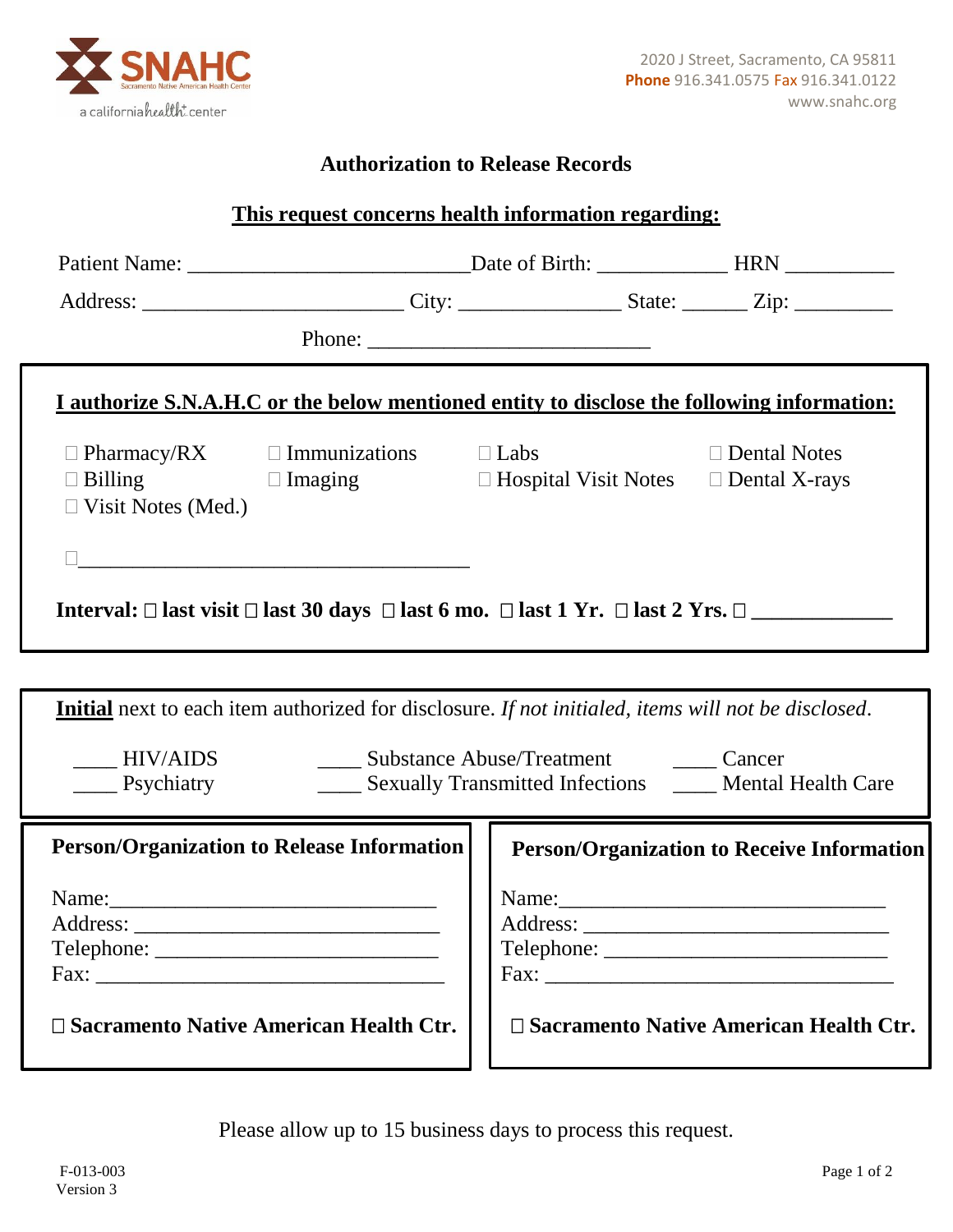SNAHC
Sacramento Native American Health Center
a california health+ center

2020 J Street, Sacramento, CA 95811
**Phone** 916.341.0575 **Fax** 916.341.0122
www.snahc.org

## Authorization to Release Records

**<u>This request concerns health information regarding:</u>**

Patient Name: __________________________ Date of Birth: ____________ HRN __________

Address: ________________________ City: _______________ State: ______ Zip: _________

Phone: __________________________

**<u>I authorize S.N.A.H.C or the below mentioned entity to disclose the following information:</u>**

☐ Pharmacy/RX ☐ Immunizations ☐ Labs ☐ Dental Notes
☐ Billing ☐ Imaging ☐ Hospital Visit Notes ☐ Dental X-rays
☐ Visit Notes (Med.)

☐____________________________________

**Interval: ☐ last visit ☐ last 30 days ☐ last 6 mo. ☐ last 1 Yr. ☐ last 2 Yrs. ☐ _____________**

**<u>Initial</u>** next to each item authorized for disclosure. *If not initialed, items will not be disclosed*.

____ HIV/AIDS ____ Substance Abuse/Treatment ____ Cancer
____ Psychiatry ____ Sexually Transmitted Infections ____ Mental Health Care

| **Person/Organization to Release Information** | **Person/Organization to Receive Information** |
|---|---|
| Name:_____________________________ | Name:_____________________________ |
| Address: ____________________________ | Address: ____________________________ |
| Telephone: __________________________ | Telephone: __________________________ |
| Fax: _________________________________ | Fax: _________________________________ |
| ☐ **Sacramento Native American Health Ctr.** | ☐ **Sacramento Native American Health Ctr.** |

Please allow up to 15 business days to process this request.

F-013-003
Version 3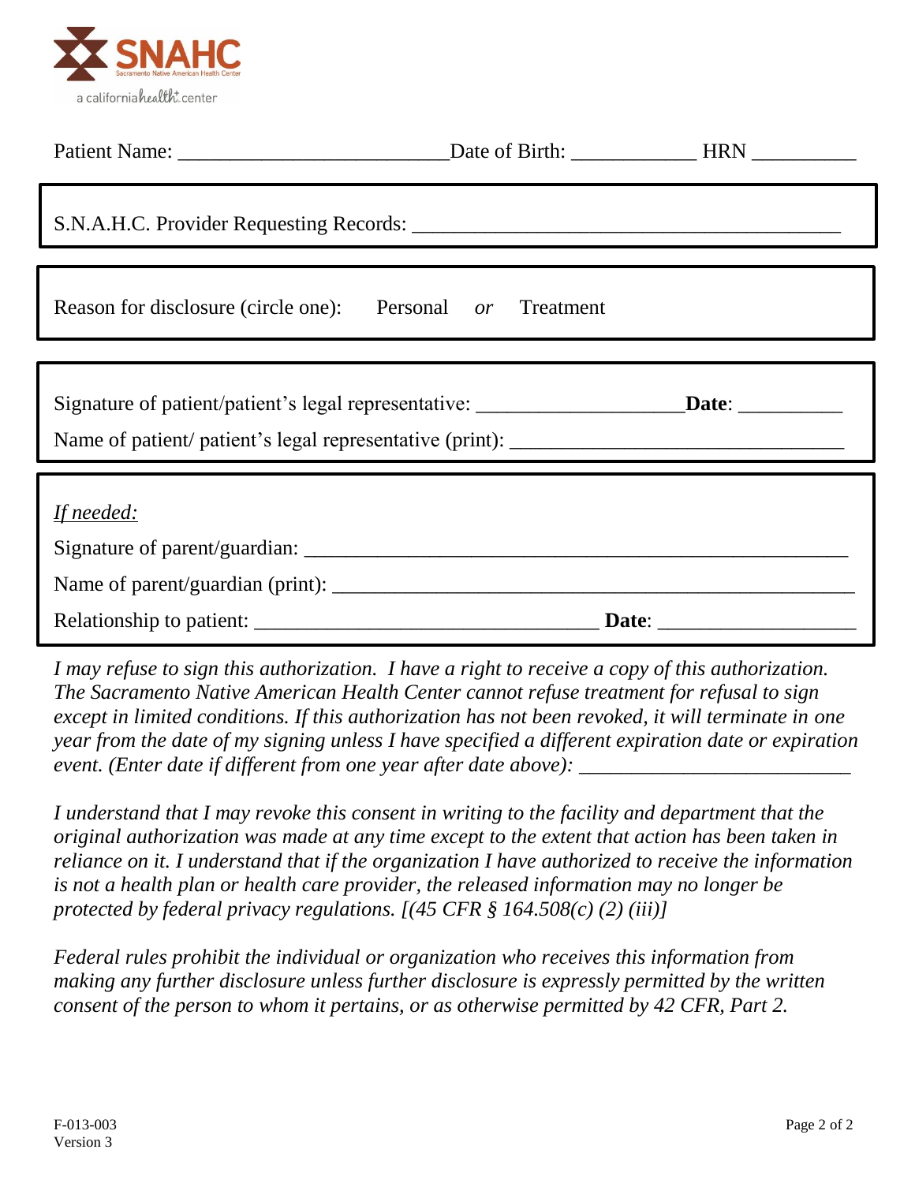SNAHC

Sacramento Native American Health Center

a california health+ center

Patient Name: __________________________ Date of Birth: ____________ HRN __________

S.N.A.H.C. Provider Requesting Records: ________________________________________

Reason for disclosure (circle one): Personal *or* Treatment

Signature of patient/patient's legal representative: ____________________ **Date**: __________

Name of patient/ patient's legal representative (print): ________________________________

*If needed:*

Signature of parent/guardian: ______________________________________________________

Name of parent/guardian (print): ____________________________________________________

Relationship to patient: _________________________________ **Date**: ___________________

*I may refuse to sign this authorization. I have a right to receive a copy of this authorization. The Sacramento Native American Health Center cannot refuse treatment for refusal to sign except in limited conditions. If this authorization has not been revoked, it will terminate in one year from the date of my signing unless I have specified a different expiration date or expiration event. (Enter date if different from one year after date above):* __________________________

*I understand that I may revoke this consent in writing to the facility and department that the original authorization was made at any time except to the extent that action has been taken in reliance on it. I understand that if the organization I have authorized to receive the information is not a health plan or health care provider, the released information may no longer be protected by federal privacy regulations. [(45 CFR § 164.508(c) (2) (iii)]*

*Federal rules prohibit the individual or organization who receives this information from making any further disclosure unless further disclosure is expressly permitted by the written consent of the person to whom it pertains, or as otherwise permitted by 42 CFR, Part 2.*

F-013-003
Version 3